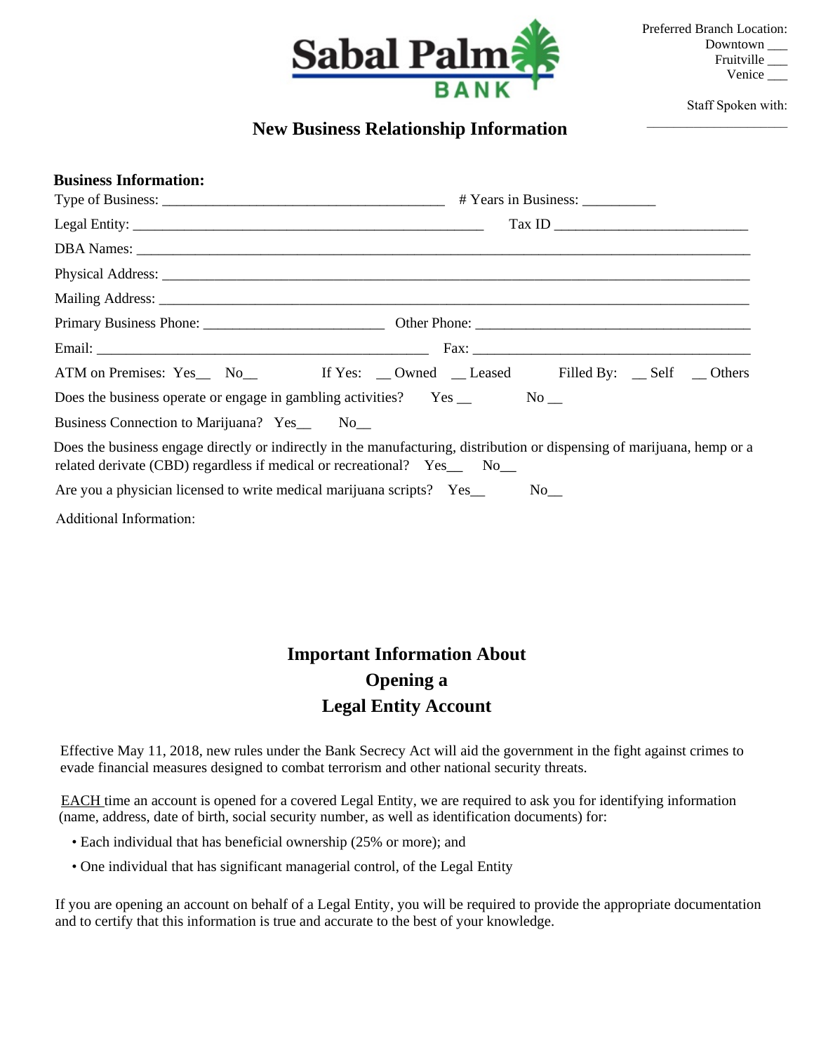Sabal Palm BANK

Preferred Branch Location:
Downtown ___
Fruitville ___
Venice ___

Staff Spoken with:
____________________

## New Business Relationship Information

**Business Information:**

Type of Business: ________________________________________ # Years in Business: __________

Legal Entity: __________________________________________________ Tax ID ___________________________

DBA Names: ___________________________________________________________________________________________

Physical Address: _____________________________________________________________________________________

Mailing Address: ______________________________________________________________________________________

Primary Business Phone: _________________________ Other Phone: _______________________________________

Email: _______________________________________________ Fax: _________________________________________

ATM on Premises: Yes__ No__ If Yes: __ Owned __ Leased Filled By: __ Self __ Others

Does the business operate or engage in gambling activities? Yes __ No __

Business Connection to Marijuana? Yes__ No__

Does the business engage directly or indirectly in the manufacturing, distribution or dispensing of marijuana, hemp or a related derivate (CBD) regardless if medical or recreational? Yes__ No__

Are you a physician licensed to write medical marijuana scripts? Yes__ No__

Additional Information:

## Important Information About Opening a Legal Entity Account

Effective May 11, 2018, new rules under the Bank Secrecy Act will aid the government in the fight against crimes to evade financial measures designed to combat terrorism and other national security threats.

EACH time an account is opened for a covered Legal Entity, we are required to ask you for identifying information (name, address, date of birth, social security number, as well as identification documents) for:

- Each individual that has beneficial ownership (25% or more); and
- One individual that has significant managerial control, of the Legal Entity

If you are opening an account on behalf of a Legal Entity, you will be required to provide the appropriate documentation and to certify that this information is true and accurate to the best of your knowledge.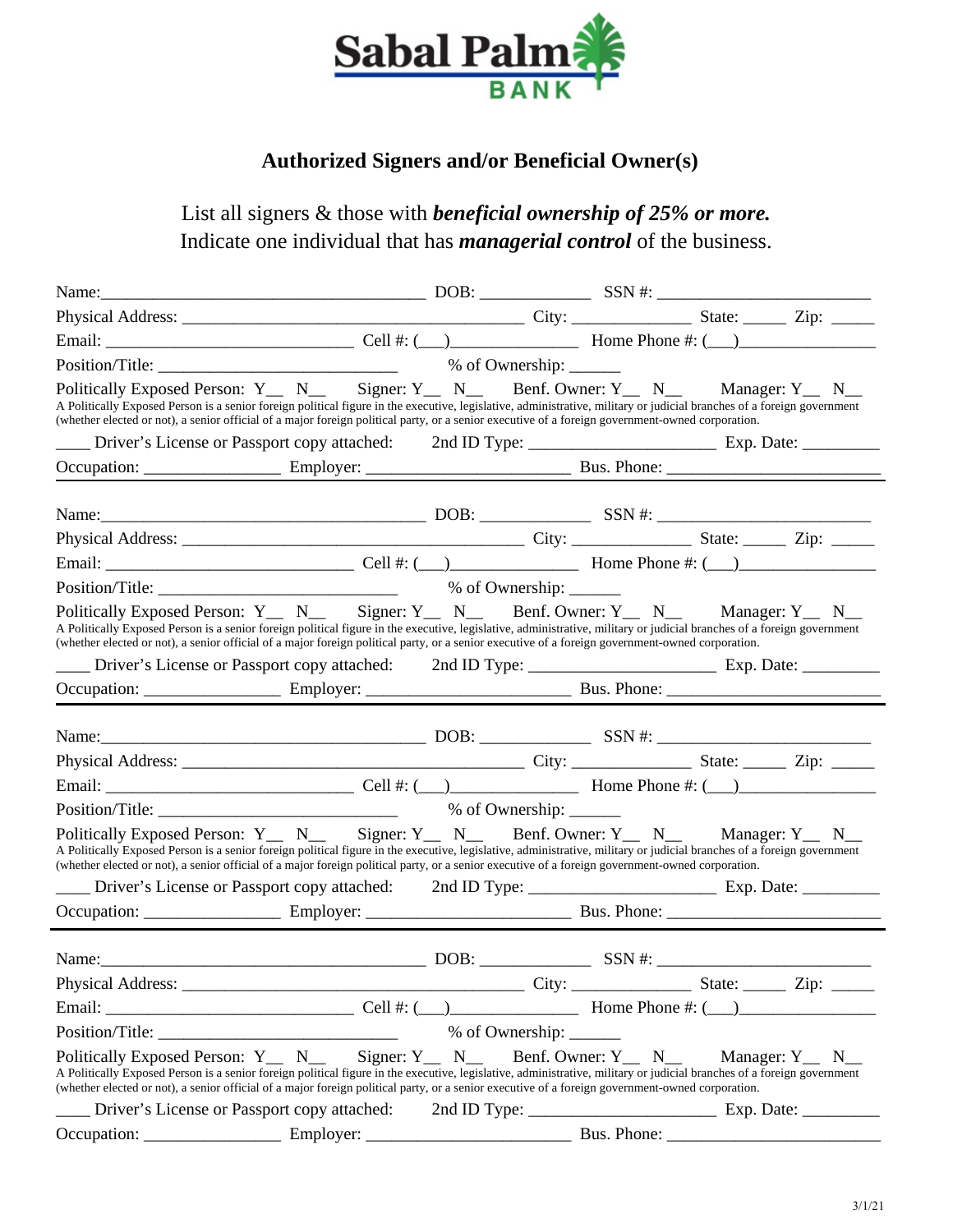Sabal Palm BANK

## Authorized Signers and/or Beneficial Owner(s)

List all signers & those with ***beneficial ownership of 25% or more.***
Indicate one individual that has ***managerial control*** of the business.

Name:______________________________________ DOB: _____________ SSN #: _________________________

Physical Address: ________________________________________ City: ______________ State: _____ Zip: _____

Email: _____________________________ Cell #: (___)_______________ Home Phone #: (___)________________

Position/Title: ____________________________ % of Ownership: ______

Politically Exposed Person: Y__ N__ Signer: Y__ N__ Benf. Owner: Y__ N__ Manager: Y__ N__

A Politically Exposed Person is a senior foreign political figure in the executive, legislative, administrative, military or judicial branches of a foreign government (whether elected or not), a senior official of a major foreign political party, or a senior executive of a foreign government-owned corporation.

____ Driver's License or Passport copy attached: 2nd ID Type: ______________________ Exp. Date: _________

Occupation: ________________ Employer: ________________________ Bus. Phone: _________________________

---

Name:______________________________________ DOB: _____________ SSN #: _________________________

Physical Address: ________________________________________ City: ______________ State: _____ Zip: _____

Email: _____________________________ Cell #: (___)_______________ Home Phone #: (___)________________

Position/Title: ____________________________ % of Ownership: ______

Politically Exposed Person: Y__ N__ Signer: Y__ N__ Benf. Owner: Y__ N__ Manager: Y__ N__

A Politically Exposed Person is a senior foreign political figure in the executive, legislative, administrative, military or judicial branches of a foreign government (whether elected or not), a senior official of a major foreign political party, or a senior executive of a foreign government-owned corporation.

____ Driver's License or Passport copy attached: 2nd ID Type: ______________________ Exp. Date: _________

Occupation: ________________ Employer: ________________________ Bus. Phone: _________________________

---

Name:______________________________________ DOB: _____________ SSN #: _________________________

Physical Address: ________________________________________ City: ______________ State: _____ Zip: _____

Email: _____________________________ Cell #: (___)_______________ Home Phone #: (___)________________

Position/Title: ____________________________ % of Ownership: ______

Politically Exposed Person: Y__ N__ Signer: Y__ N__ Benf. Owner: Y__ N__ Manager: Y__ N__

A Politically Exposed Person is a senior foreign political figure in the executive, legislative, administrative, military or judicial branches of a foreign government (whether elected or not), a senior official of a major foreign political party, or a senior executive of a foreign government-owned corporation.

____ Driver's License or Passport copy attached: 2nd ID Type: ______________________ Exp. Date: _________

Occupation: ________________ Employer: ________________________ Bus. Phone: _________________________

---

Name:______________________________________ DOB: _____________ SSN #: _________________________

Physical Address: ________________________________________ City: ______________ State: _____ Zip: _____

Email: _____________________________ Cell #: (___)_______________ Home Phone #: (___)________________

Position/Title: ____________________________ % of Ownership: ______

Politically Exposed Person: Y__ N__ Signer: Y__ N__ Benf. Owner: Y__ N__ Manager: Y__ N__

A Politically Exposed Person is a senior foreign political figure in the executive, legislative, administrative, military or judicial branches of a foreign government (whether elected or not), a senior official of a major foreign political party, or a senior executive of a foreign government-owned corporation.

____ Driver's License or Passport copy attached: 2nd ID Type: ______________________ Exp. Date: _________

Occupation: ________________ Employer: ________________________ Bus. Phone: _________________________

3/1/21